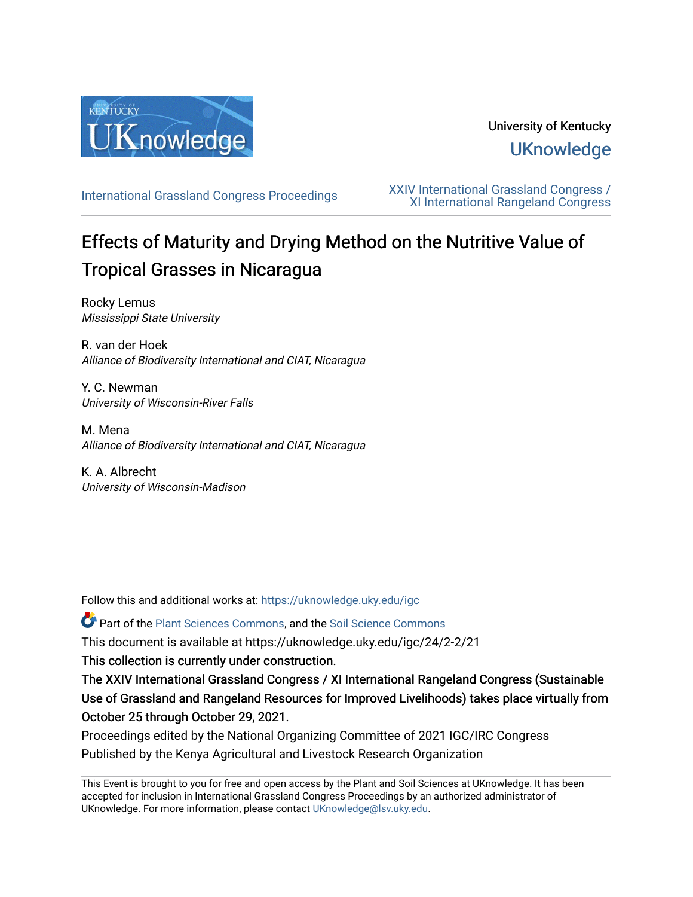University of Kentucky

UKnowledge

International Grassland Congress Proceedings | XXIV International Grassland Congress / XI International Rangeland Congress

# Effects of Maturity and Drying Method on the Nutritive Value of Tropical Grasses in Nicaragua

Rocky Lemus
*Mississippi State University*

R. van der Hoek
*Alliance of Biodiversity International and CIAT, Nicaragua*

Y. C. Newman
*University of Wisconsin-River Falls*

M. Mena
*Alliance of Biodiversity International and CIAT, Nicaragua*

K. A. Albrecht
*University of Wisconsin-Madison*

Follow this and additional works at: https://uknowledge.uky.edu/igc

Part of the Plant Sciences Commons, and the Soil Science Commons

This document is available at https://uknowledge.uky.edu/igc/24/2-2/21

This collection is currently under construction.

The XXIV International Grassland Congress / XI International Rangeland Congress (Sustainable Use of Grassland and Rangeland Resources for Improved Livelihoods) takes place virtually from October 25 through October 29, 2021.

Proceedings edited by the National Organizing Committee of 2021 IGC/IRC Congress

Published by the Kenya Agricultural and Livestock Research Organization

This Event is brought to you for free and open access by the Plant and Soil Sciences at UKnowledge. It has been accepted for inclusion in International Grassland Congress Proceedings by an authorized administrator of UKnowledge. For more information, please contact UKnowledge@lsv.uky.edu.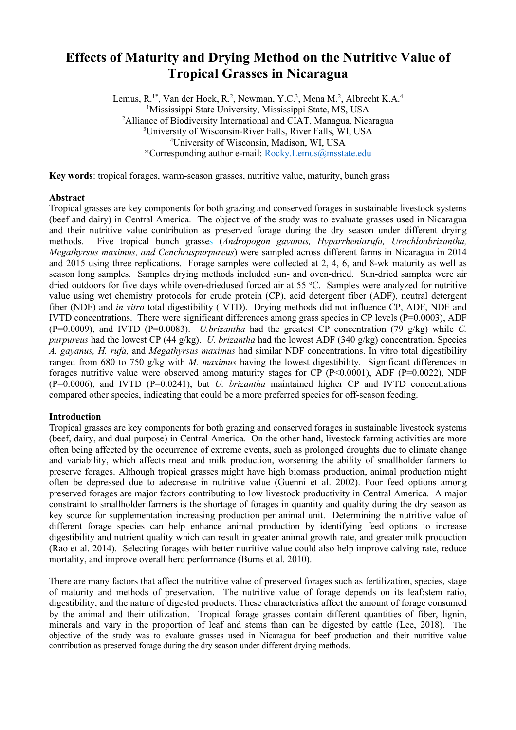# Effects of Maturity and Drying Method on the Nutritive Value of Tropical Grasses in Nicaragua

Lemus, R.[1*], Van der Hoek, R.[2], Newman, Y.C.[3], Mena M.[2], Albrecht K.A.[4]
[1]Mississippi State University, Mississippi State, MS, USA
[2]Alliance of Biodiversity International and CIAT, Managua, Nicaragua
[3]University of Wisconsin-River Falls, River Falls, WI, USA
[4]University of Wisconsin, Madison, WI, USA
*Corresponding author e-mail: Rocky.Lemus@msstate.edu

**Key words**: tropical forages, warm-season grasses, nutritive value, maturity, bunch grass

## Abstract

Tropical grasses are key components for both grazing and conserved forages in sustainable livestock systems (beef and dairy) in Central America. The objective of the study was to evaluate grasses used in Nicaragua and their nutritive value contribution as preserved forage during the dry season under different drying methods. Five tropical bunch grasses (*Andropogon gayanus, Hyparrheniarufa, Urochloabrizantha, Megathyrsus maximus, and Cenchruspurpureus*) were sampled across different farms in Nicaragua in 2014 and 2015 using three replications. Forage samples were collected at 2, 4, 6, and 8-wk maturity as well as season long samples. Samples drying methods included sun- and oven-dried. Sun-dried samples were air dried outdoors for five days while oven-driedused forced air at 55 ºC. Samples were analyzed for nutritive value using wet chemistry protocols for crude protein (CP), acid detergent fiber (ADF), neutral detergent fiber (NDF) and *in vitro* total digestibility (IVTD). Drying methods did not influence CP, ADF, NDF and IVTD concentrations. There were significant differences among grass species in CP levels (P=0.0003), ADF (P=0.0009), and IVTD (P=0.0083). *U.brizantha* had the greatest CP concentration (79 g/kg) while *C. purpureus* had the lowest CP (44 g/kg). *U. brizantha* had the lowest ADF (340 g/kg) concentration. Species *A. gayanus, H. rufa,* and *Megathyrsus maximus* had similar NDF concentrations. In vitro total digestibility ranged from 680 to 750 g/kg with *M. maximus* having the lowest digestibility. Significant differences in forages nutritive value were observed among maturity stages for CP (P<0.0001), ADF (P=0.0022), NDF (P=0.0006), and IVTD (P=0.0241), but *U. brizantha* maintained higher CP and IVTD concentrations compared other species, indicating that could be a more preferred species for off-season feeding.

## Introduction

Tropical grasses are key components for both grazing and conserved forages in sustainable livestock systems (beef, dairy, and dual purpose) in Central America. On the other hand, livestock farming activities are more often being affected by the occurrence of extreme events, such as prolonged droughts due to climate change and variability, which affects meat and milk production, worsening the ability of smallholder farmers to preserve forages. Although tropical grasses might have high biomass production, animal production might often be depressed due to adecrease in nutritive value (Guenni et al. 2002). Poor feed options among preserved forages are major factors contributing to low livestock productivity in Central America. A major constraint to smallholder farmers is the shortage of forages in quantity and quality during the dry season as key source for supplementation increasing production per animal unit. Determining the nutritive value of different forage species can help enhance animal production by identifying feed options to increase digestibility and nutrient quality which can result in greater animal growth rate, and greater milk production (Rao et al. 2014). Selecting forages with better nutritive value could also help improve calving rate, reduce mortality, and improve overall herd performance (Burns et al. 2010).

There are many factors that affect the nutritive value of preserved forages such as fertilization, species, stage of maturity and methods of preservation. The nutritive value of forage depends on its leaf:stem ratio, digestibility, and the nature of digested products. These characteristics affect the amount of forage consumed by the animal and their utilization. Tropical forage grasses contain different quantities of fiber, lignin, minerals and vary in the proportion of leaf and stems than can be digested by cattle (Lee, 2018). The objective of the study was to evaluate grasses used in Nicaragua for beef production and their nutritive value contribution as preserved forage during the dry season under different drying methods.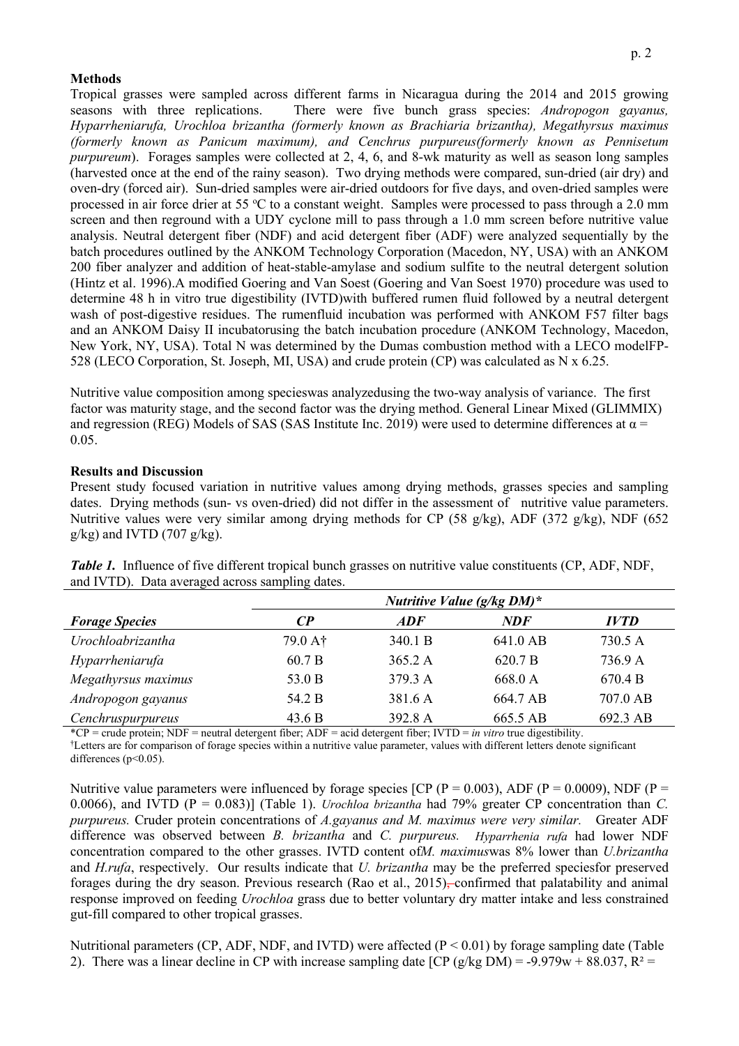## Methods

Tropical grasses were sampled across different farms in Nicaragua during the 2014 and 2015 growing seasons with three replications. There were five bunch grass species: *Andropogon gayanus, Hyparrheniarufa, Urochloa brizantha (formerly known as Brachiaria brizantha), Megathyrsus maximus (formerly known as Panicum maximum), and Cenchrus purpureus(formerly known as Pennisetum purpureum*). Forages samples were collected at 2, 4, 6, and 8-wk maturity as well as season long samples (harvested once at the end of the rainy season). Two drying methods were compared, sun-dried (air dry) and oven-dry (forced air). Sun-dried samples were air-dried outdoors for five days, and oven-dried samples were processed in air force drier at 55 °C to a constant weight. Samples were processed to pass through a 2.0 mm screen and then reground with a UDY cyclone mill to pass through a 1.0 mm screen before nutritive value analysis. Neutral detergent fiber (NDF) and acid detergent fiber (ADF) were analyzed sequentially by the batch procedures outlined by the ANKOM Technology Corporation (Macedon, NY, USA) with an ANKOM 200 fiber analyzer and addition of heat-stable-amylase and sodium sulfite to the neutral detergent solution (Hintz et al. 1996).A modified Goering and Van Soest (Goering and Van Soest 1970) procedure was used to determine 48 h in vitro true digestibility (IVTD)with buffered rumen fluid followed by a neutral detergent wash of post-digestive residues. The rumenfluid incubation was performed with ANKOM F57 filter bags and an ANKOM Daisy II incubatorusing the batch incubation procedure (ANKOM Technology, Macedon, New York, NY, USA). Total N was determined by the Dumas combustion method with a LECO modelFP-528 (LECO Corporation, St. Joseph, MI, USA) and crude protein (CP) was calculated as N x 6.25.

Nutritive value composition among specieswas analyzedusing the two-way analysis of variance. The first factor was maturity stage, and the second factor was the drying method. General Linear Mixed (GLIMMIX) and regression (REG) Models of SAS (SAS Institute Inc. 2019) were used to determine differences at $\alpha = 0.05$.

## Results and Discussion

Present study focused variation in nutritive values among drying methods, grasses species and sampling dates. Drying methods (sun- vs oven-dried) did not differ in the assessment of nutritive value parameters. Nutritive values were very similar among drying methods for CP (58 g/kg), ADF (372 g/kg), NDF (652 g/kg) and IVTD (707 g/kg).

***Table 1.*** Influence of five different tropical bunch grasses on nutritive value constituents (CP, ADF, NDF, and IVTD). Data averaged across sampling dates.

| | ***Nutritive Value (g/kg DM)**** | | | |
|---|---|---|---|---|
| ***Forage Species*** | ***CP*** | ***ADF*** | ***NDF*** | ***IVTD*** |
| *Urochloabrizantha* | 79.0 A† | 340.1 B | 641.0 AB | 730.5 A |
| *Hyparrheniarufa* | 60.7 B | 365.2 A | 620.7 B | 736.9 A |
| *Megathyrsus maximus* | 53.0 B | 379.3 A | 668.0 A | 670.4 B |
| *Andropogon gayanus* | 54.2 B | 381.6 A | 664.7 AB | 707.0 AB |
| *Cenchruspurpureus* | 43.6 B | 392.8 A | 665.5 AB | 692.3 AB |

*CP = crude protein; NDF = neutral detergent fiber; ADF = acid detergent fiber; IVTD = *in vitro* true digestibility.

†Letters are for comparison of forage species within a nutritive value parameter, values with different letters denote significant differences ($p<0.05$).

Nutritive value parameters were influenced by forage species [CP ($P = 0.003$), ADF ($P = 0.0009$), NDF ($P = 0.0066$), and IVTD ($P = 0.083$)] (Table 1). *Urochloa brizantha* had 79% greater CP concentration than *C. purpureus.* Cruder protein concentrations of *A.gayanus and M. maximus were very similar.* Greater ADF difference was observed between *B. brizantha* and *C. purpureus. Hyparrhenia rufa* had lower NDF concentration compared to the other grasses. IVTD content of*M. maximus*was 8% lower than *U.brizantha* and *H.rufa*, respectively. Our results indicate that *U. brizantha* may be the preferred speciesfor preserved forages during the dry season. Previous research (Rao et al., 2015), confirmed that palatability and animal response improved on feeding *Urochloa* grass due to better voluntary dry matter intake and less constrained gut-fill compared to other tropical grasses.

Nutritional parameters (CP, ADF, NDF, and IVTD) were affected ($P < 0.01$) by forage sampling date (Table 2). There was a linear decline in CP with increase sampling date [CP (g/kg DM) = $-9.979w + 88.037$, $R^2 =$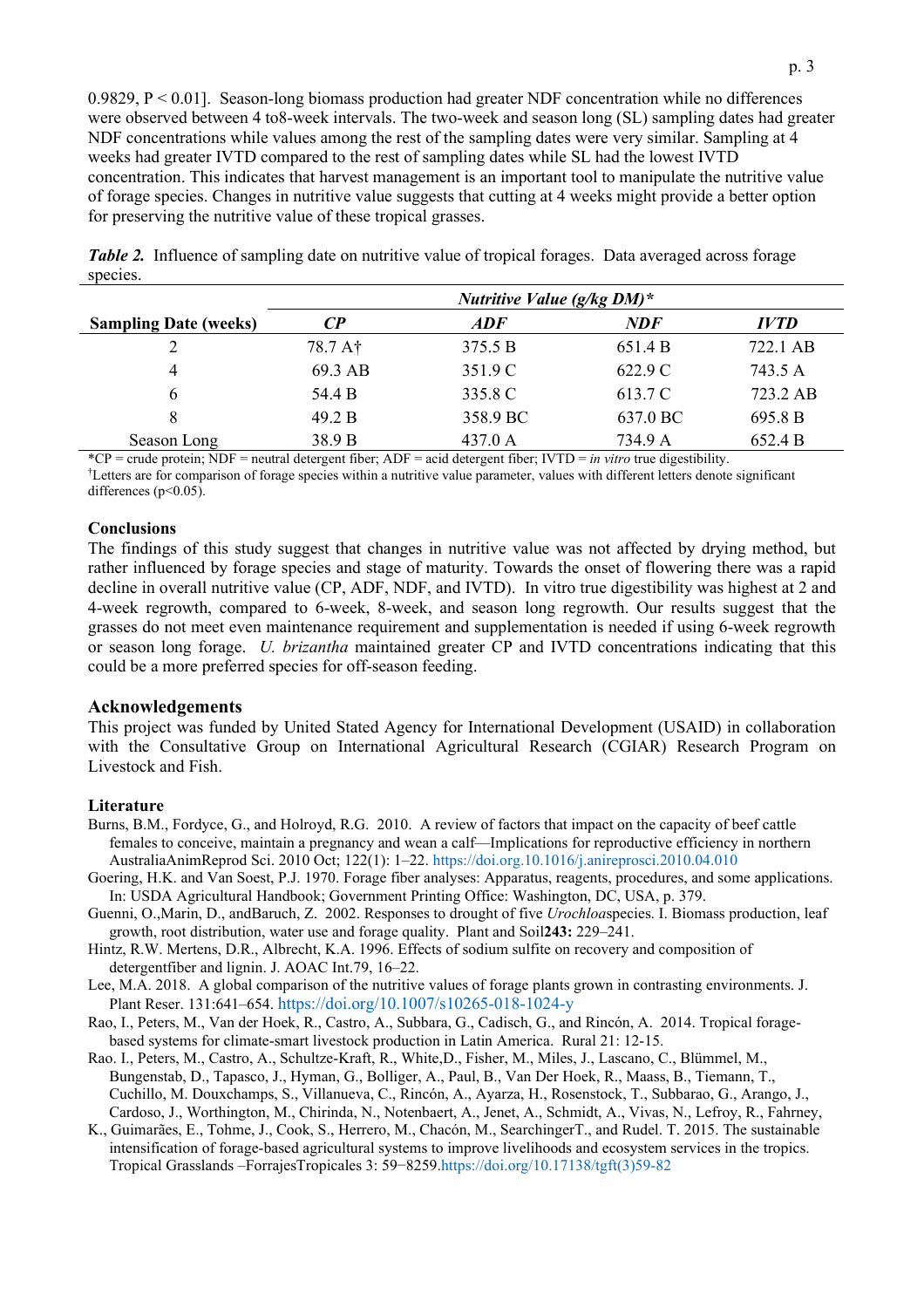0.9829, $P < 0.01$]. Season-long biomass production had greater NDF concentration while no differences were observed between 4 to8-week intervals. The two-week and season long (SL) sampling dates had greater NDF concentrations while values among the rest of the sampling dates were very similar. Sampling at 4 weeks had greater IVTD compared to the rest of sampling dates while SL had the lowest IVTD concentration. This indicates that harvest management is an important tool to manipulate the nutritive value of forage species. Changes in nutritive value suggests that cutting at 4 weeks might provide a better option for preserving the nutritive value of these tropical grasses.

***Table 2.*** Influence of sampling date on nutritive value of tropical forages. Data averaged across forage species.

| | ***Nutritive Value (g/kg DM)**** | | | |
|---|---|---|---|---|
| **Sampling Date (weeks)** | ***CP*** | ***ADF*** | ***NDF*** | ***IVTD*** |
| 2 | 78.7 A† | 375.5 B | 651.4 B | 722.1 AB |
| 4 | 69.3 AB | 351.9 C | 622.9 C | 743.5 A |
| 6 | 54.4 B | 335.8 C | 613.7 C | 723.2 AB |
| 8 | 49.2 B | 358.9 BC | 637.0 BC | 695.8 B |
| Season Long | 38.9 B | 437.0 A | 734.9 A | 652.4 B |

*CP = crude protein; NDF = neutral detergent fiber; ADF = acid detergent fiber; IVTD = *in vitro* true digestibility.
†Letters are for comparison of forage species within a nutritive value parameter, values with different letters denote significant differences ($p<0.05$).

### Conclusions

The findings of this study suggest that changes in nutritive value was not affected by drying method, but rather influenced by forage species and stage of maturity. Towards the onset of flowering there was a rapid decline in overall nutritive value (CP, ADF, NDF, and IVTD). In vitro true digestibility was highest at 2 and 4-week regrowth, compared to 6-week, 8-week, and season long regrowth. Our results suggest that the grasses do not meet even maintenance requirement and supplementation is needed if using 6-week regrowth or season long forage. *U. brizantha* maintained greater CP and IVTD concentrations indicating that this could be a more preferred species for off-season feeding.

## Acknowledgements

This project was funded by United Stated Agency for International Development (USAID) in collaboration with the Consultative Group on International Agricultural Research (CGIAR) Research Program on Livestock and Fish.

### Literature

Burns, B.M., Fordyce, G., and Holroyd, R.G. 2010. A review of factors that impact on the capacity of beef cattle females to conceive, maintain a pregnancy and wean a calf—Implications for reproductive efficiency in northern AustraliaAnimReprod Sci. 2010 Oct; 122(1): 1–22. https://doi.org/10.1016/j.anireprosci.2010.04.010

Goering, H.K. and Van Soest, P.J. 1970. Forage fiber analyses: Apparatus, reagents, procedures, and some applications. In: USDA Agricultural Handbook; Government Printing Office: Washington, DC, USA, p. 379.

Guenni, O.,Marin, D., andBaruch, Z. 2002. Responses to drought of five *Urochloa*species. I. Biomass production, leaf growth, root distribution, water use and forage quality. Plant and Soil**243:** 229–241.

Hintz, R.W. Mertens, D.R., Albrecht, K.A. 1996. Effects of sodium sulfite on recovery and composition of detergentfiber and lignin. J. AOAC Int.79, 16–22.

Lee, M.A. 2018. A global comparison of the nutritive values of forage plants grown in contrasting environments. J. Plant Reser. 131:641–654. https://doi.org/10.1007/s10265-018-1024-y

Rao, I., Peters, M., Van der Hoek, R., Castro, A., Subbara, G., Cadisch, G., and Rincón, A. 2014. Tropical forage-based systems for climate-smart livestock production in Latin America. Rural 21: 12-15.

Rao. I., Peters, M., Castro, A., Schultze-Kraft, R., White,D., Fisher, M., Miles, J., Lascano, C., Blümmel, M., Bungenstab, D., Tapasco, J., Hyman, G., Bolliger, A., Paul, B., Van Der Hoek, R., Maass, B., Tiemann, T., Cuchillo, M. Douxchamps, S., Villanueva, C., Rincón, A., Ayarza, H., Rosenstock, T., Subbarao, G., Arango, J., Cardoso, J., Worthington, M., Chirinda, N., Notenbaert, A., Jenet, A., Schmidt, A., Vivas, N., Lefroy, R., Fahrney, K., Guimarães, E., Tohme, J., Cook, S., Herrero, M., Chacón, M., SearchingerT., and Rudel. T. 2015. The sustainable intensification of forage-based agricultural systems to improve livelihoods and ecosystem services in the tropics. Tropical Grasslands –ForrajesTropicales 3: 59−8259.https://doi.org/10.17138/tgft(3)59-82